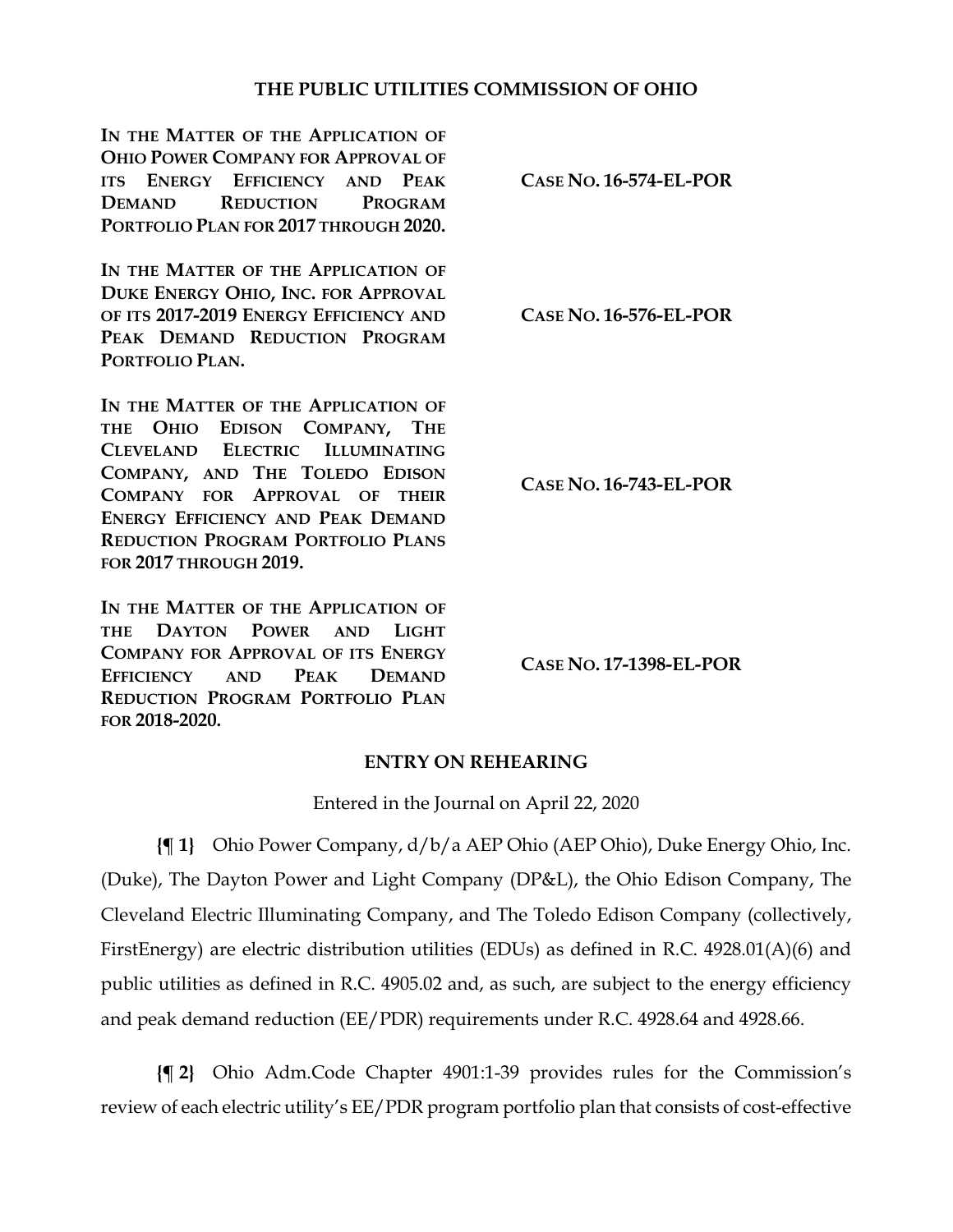## THE PUBLIC UTILITIES COMMISSION OF OHIO

| | |
|---|---|
| **IN THE MATTER OF THE APPLICATION OF OHIO POWER COMPANY FOR APPROVAL OF ITS ENERGY EFFICIENCY AND PEAK DEMAND REDUCTION PROGRAM PORTFOLIO PLAN FOR 2017 THROUGH 2020.** | **CASE NO. 16-574-EL-POR** |
| **IN THE MATTER OF THE APPLICATION OF DUKE ENERGY OHIO, INC. FOR APPROVAL OF ITS 2017-2019 ENERGY EFFICIENCY AND PEAK DEMAND REDUCTION PROGRAM PORTFOLIO PLAN.** | **CASE NO. 16-576-EL-POR** |
| **IN THE MATTER OF THE APPLICATION OF THE OHIO EDISON COMPANY, THE CLEVELAND ELECTRIC ILLUMINATING COMPANY, AND THE TOLEDO EDISON COMPANY FOR APPROVAL OF THEIR ENERGY EFFICIENCY AND PEAK DEMAND REDUCTION PROGRAM PORTFOLIO PLANS FOR 2017 THROUGH 2019.** | **CASE NO. 16-743-EL-POR** |
| **IN THE MATTER OF THE APPLICATION OF THE DAYTON POWER AND LIGHT COMPANY FOR APPROVAL OF ITS ENERGY EFFICIENCY AND PEAK DEMAND REDUCTION PROGRAM PORTFOLIO PLAN FOR 2018-2020.** | **CASE NO. 17-1398-EL-POR** |

## ENTRY ON REHEARING

Entered in the Journal on April 22, 2020

**{¶ 1}** Ohio Power Company, d/b/a AEP Ohio (AEP Ohio), Duke Energy Ohio, Inc. (Duke), The Dayton Power and Light Company (DP&L), the Ohio Edison Company, The Cleveland Electric Illuminating Company, and The Toledo Edison Company (collectively, FirstEnergy) are electric distribution utilities (EDUs) as defined in R.C. 4928.01(A)(6) and public utilities as defined in R.C. 4905.02 and, as such, are subject to the energy efficiency and peak demand reduction (EE/PDR) requirements under R.C. 4928.64 and 4928.66.

**{¶ 2}** Ohio Adm.Code Chapter 4901:1-39 provides rules for the Commission's review of each electric utility's EE/PDR program portfolio plan that consists of cost-effective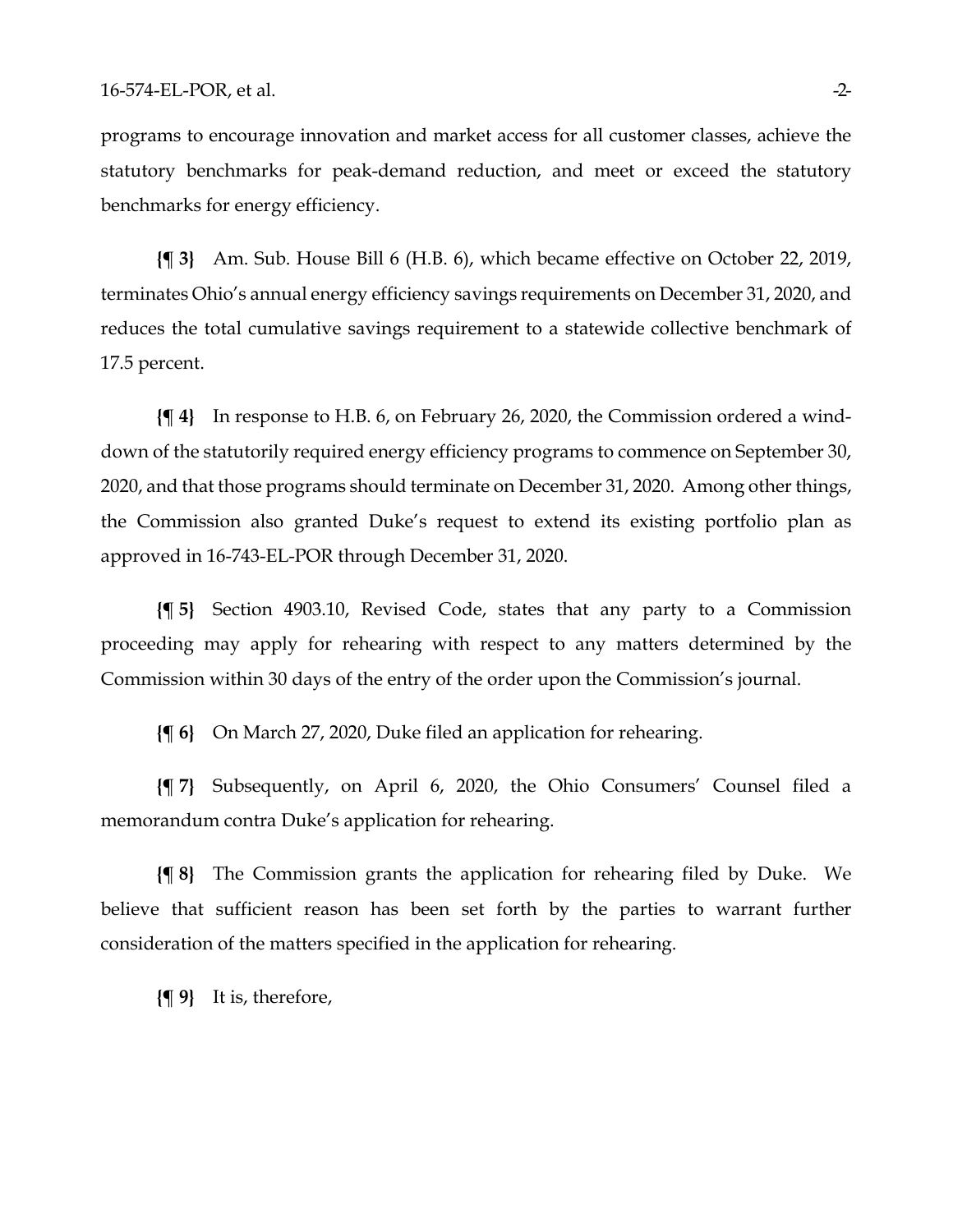programs to encourage innovation and market access for all customer classes, achieve the statutory benchmarks for peak-demand reduction, and meet or exceed the statutory benchmarks for energy efficiency.

**{¶ 3}** Am. Sub. House Bill 6 (H.B. 6), which became effective on October 22, 2019, terminates Ohio's annual energy efficiency savings requirements on December 31, 2020, and reduces the total cumulative savings requirement to a statewide collective benchmark of 17.5 percent.

**{¶ 4}** In response to H.B. 6, on February 26, 2020, the Commission ordered a wind-down of the statutorily required energy efficiency programs to commence on September 30, 2020, and that those programs should terminate on December 31, 2020. Among other things, the Commission also granted Duke's request to extend its existing portfolio plan as approved in 16-743-EL-POR through December 31, 2020.

**{¶ 5}** Section 4903.10, Revised Code, states that any party to a Commission proceeding may apply for rehearing with respect to any matters determined by the Commission within 30 days of the entry of the order upon the Commission's journal.

**{¶ 6}** On March 27, 2020, Duke filed an application for rehearing.

**{¶ 7}** Subsequently, on April 6, 2020, the Ohio Consumers' Counsel filed a memorandum contra Duke's application for rehearing.

**{¶ 8}** The Commission grants the application for rehearing filed by Duke. We believe that sufficient reason has been set forth by the parties to warrant further consideration of the matters specified in the application for rehearing.

**{¶ 9}** It is, therefore,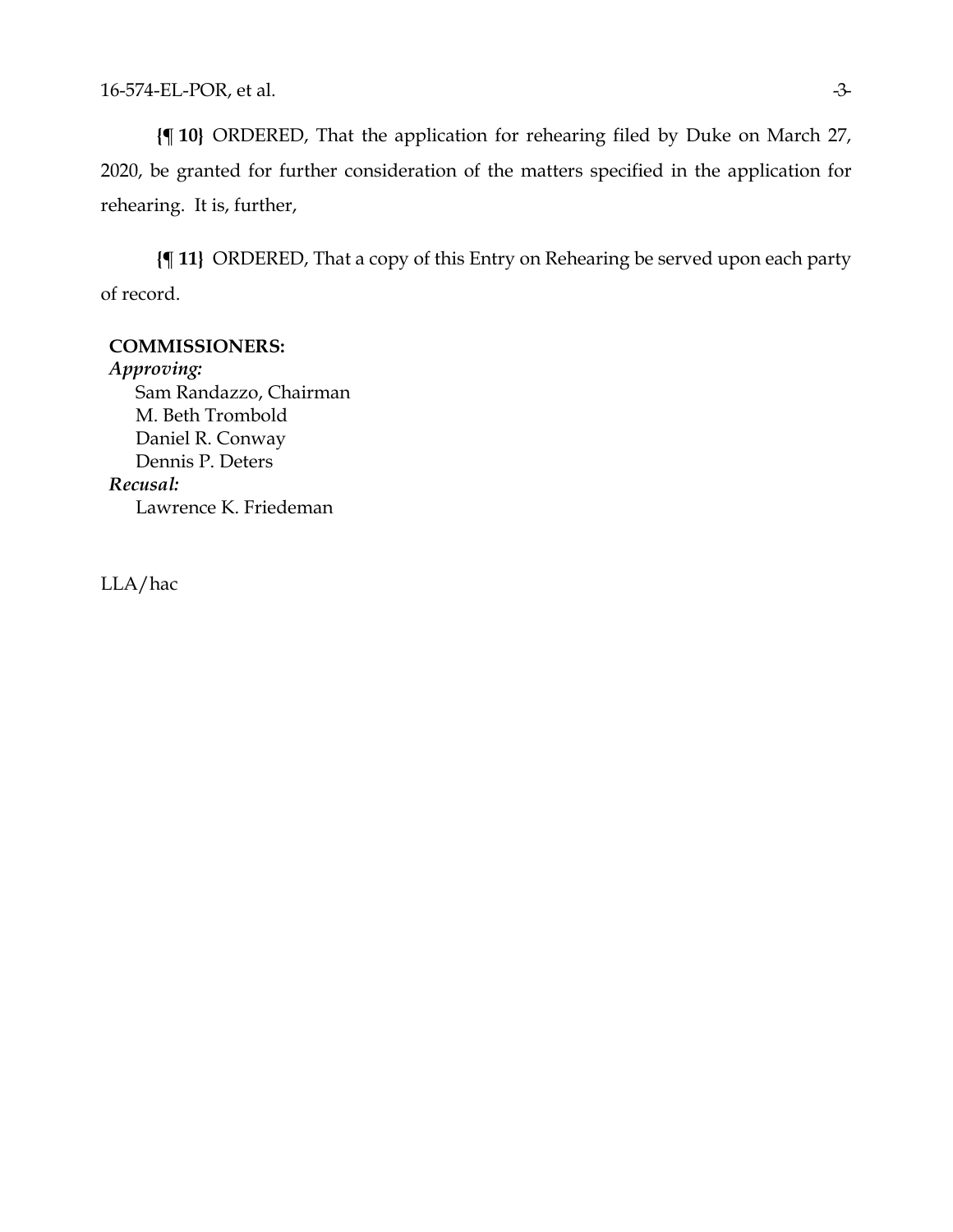**{¶ 10}** ORDERED, That the application for rehearing filed by Duke on March 27, 2020, be granted for further consideration of the matters specified in the application for rehearing. It is, further,

**{¶ 11}** ORDERED, That a copy of this Entry on Rehearing be served upon each party of record.

**COMMISSIONERS:**
*Approving:*
Sam Randazzo, Chairman
M. Beth Trombold
Daniel R. Conway
Dennis P. Deters
*Recusal:*
Lawrence K. Friedeman

LLA/hac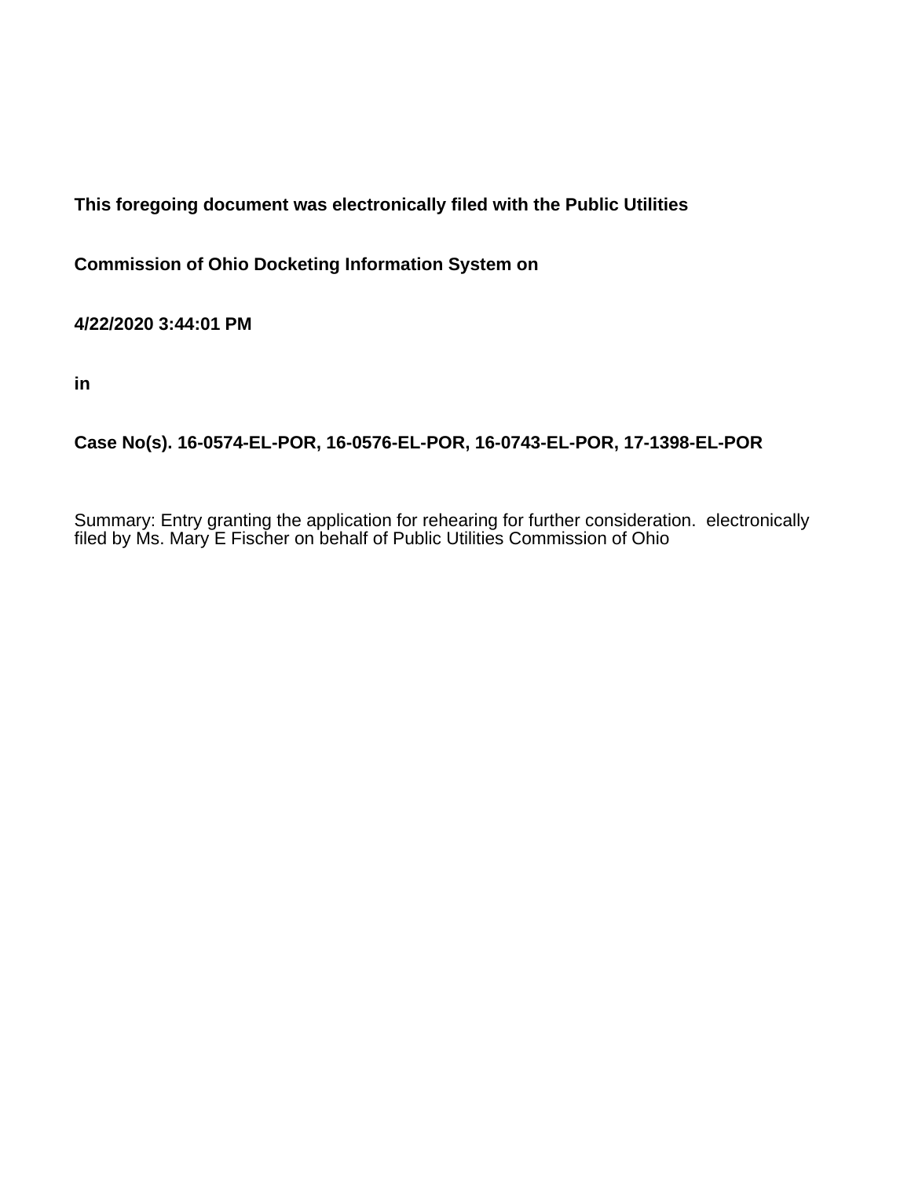**This foregoing document was electronically filed with the Public Utilities**

**Commission of Ohio Docketing Information System on**

**4/22/2020 3:44:01 PM**

**in**

**Case No(s). 16-0574-EL-POR, 16-0576-EL-POR, 16-0743-EL-POR, 17-1398-EL-POR**

Summary: Entry granting the application for rehearing for further consideration. electronically filed by Ms. Mary E Fischer on behalf of Public Utilities Commission of Ohio